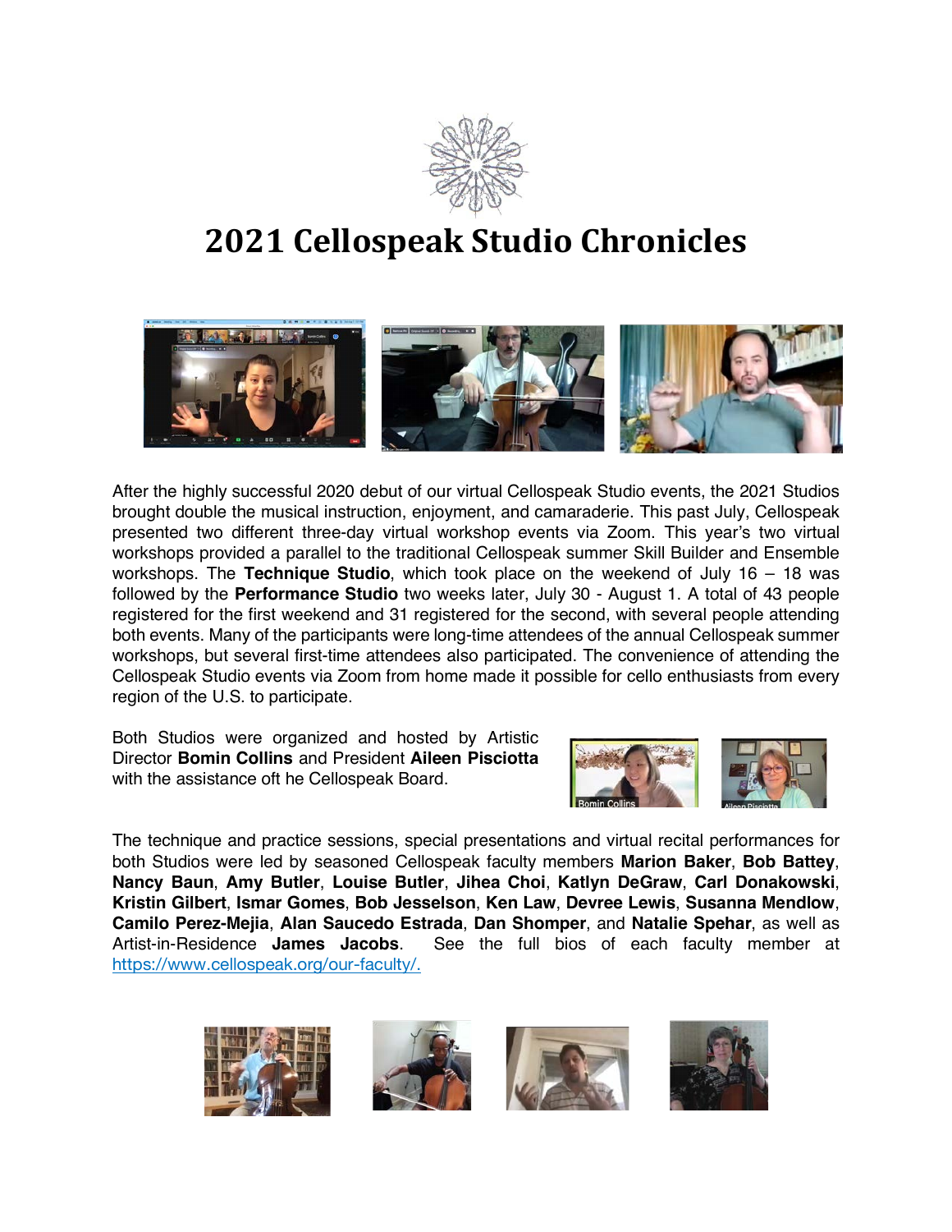# 2021 Cellospeak Studio Chronicles

After the highly successful 2020 debut of our virtual Cellospeak Studio events, the 2021 Studios brought double the musical instruction, enjoyment, and camaraderie. This past July, Cellospeak presented two different three-day virtual workshop events via Zoom. This year's two virtual workshops provided a parallel to the traditional Cellospeak summer Skill Builder and Ensemble workshops. The **Technique Studio**, which took place on the weekend of July 16 – 18 was followed by the **Performance Studio** two weeks later, July 30 - August 1. A total of 43 people registered for the first weekend and 31 registered for the second, with several people attending both events. Many of the participants were long-time attendees of the annual Cellospeak summer workshops, but several first-time attendees also participated. The convenience of attending the Cellospeak Studio events via Zoom from home made it possible for cello enthusiasts from every region of the U.S. to participate.

Both Studios were organized and hosted by Artistic Director **Bomin Collins** and President **Aileen Pisciotta** with the assistance oft he Cellospeak Board.

The technique and practice sessions, special presentations and virtual recital performances for both Studios were led by seasoned Cellospeak faculty members **Marion Baker**, **Bob Battey**, **Nancy Baun**, **Amy Butler**, **Louise Butler**, **Jihea Choi**, **Katlyn DeGraw**, **Carl Donakowski**, **Kristin Gilbert**, **Ismar Gomes**, **Bob Jesselson**, **Ken Law**, **Devree Lewis**, **Susanna Mendlow**, **Camilo Perez-Mejia**, **Alan Saucedo Estrada**, **Dan Shomper**, and **Natalie Spehar**, as well as Artist-in-Residence **James Jacobs**. See the full bios of each faculty member at https://www.cellospeak.org/our-faculty/.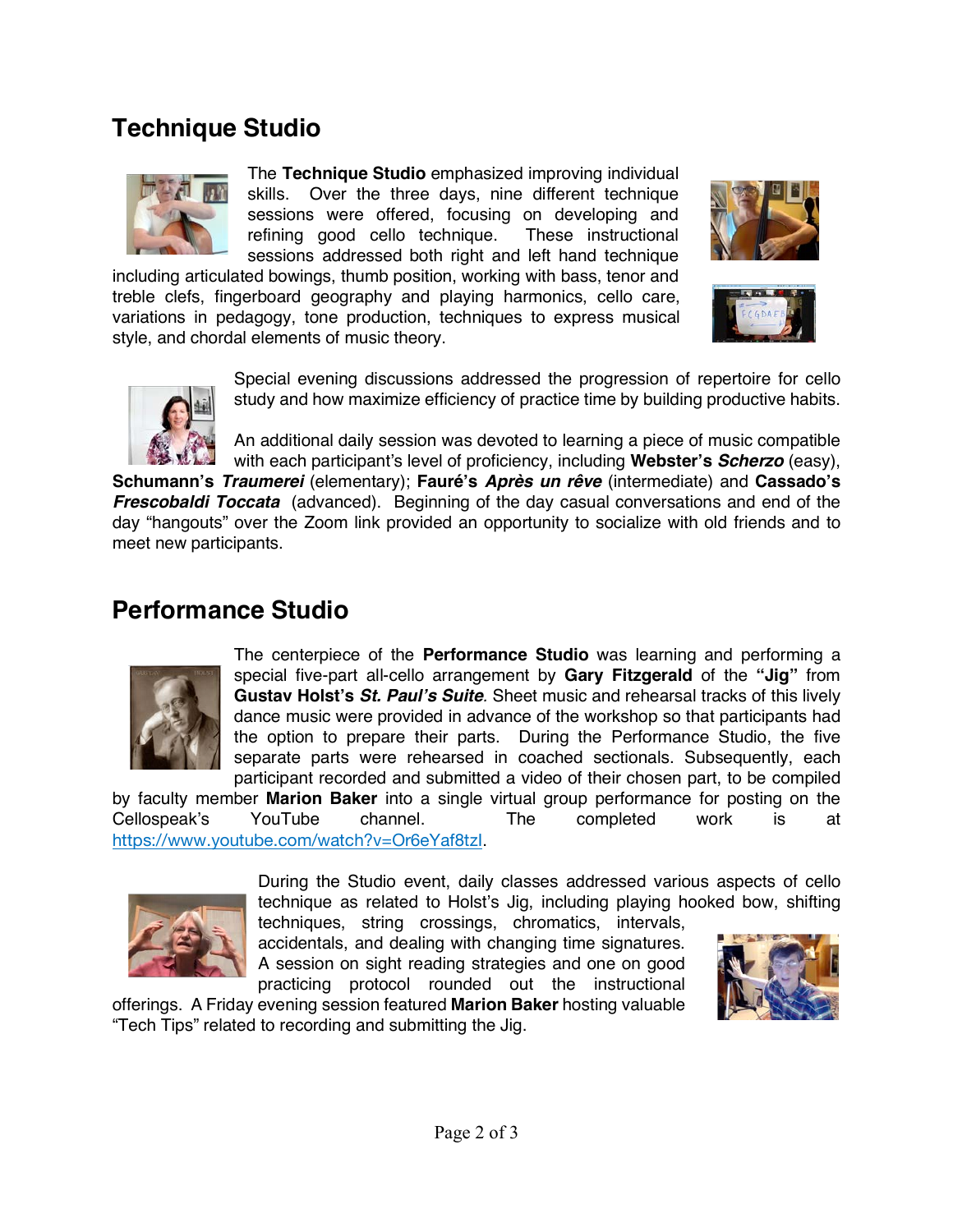## Technique Studio

The **Technique Studio** emphasized improving individual skills. Over the three days, nine different technique sessions were offered, focusing on developing and refining good cello technique. These instructional sessions addressed both right and left hand technique including articulated bowings, thumb position, working with bass, tenor and treble clefs, fingerboard geography and playing harmonics, cello care, variations in pedagogy, tone production, techniques to express musical style, and chordal elements of music theory.

Special evening discussions addressed the progression of repertoire for cello study and how maximize efficiency of practice time by building productive habits.

An additional daily session was devoted to learning a piece of music compatible with each participant's level of proficiency, including **Webster's *Scherzo*** (easy), **Schumann's *Traumerei*** (elementary); **Fauré's *Après un rêve*** (intermediate) and **Cassado's *Frescobaldi Toccata*** (advanced). Beginning of the day casual conversations and end of the day "hangouts" over the Zoom link provided an opportunity to socialize with old friends and to meet new participants.

## Performance Studio

The centerpiece of the **Performance Studio** was learning and performing a special five-part all-cello arrangement by **Gary Fitzgerald** of the **"Jig"** from **Gustav Holst's *St. Paul's Suite***. Sheet music and rehearsal tracks of this lively dance music were provided in advance of the workshop so that participants had the option to prepare their parts. During the Performance Studio, the five separate parts were rehearsed in coached sectionals. Subsequently, each participant recorded and submitted a video of their chosen part, to be compiled by faculty member **Marion Baker** into a single virtual group performance for posting on the Cellospeak's YouTube channel. The completed work is at https://www.youtube.com/watch?v=Or6eYaf8tzI.

During the Studio event, daily classes addressed various aspects of cello technique as related to Holst's Jig, including playing hooked bow, shifting techniques, string crossings, chromatics, intervals, accidentals, and dealing with changing time signatures. A session on sight reading strategies and one on good practicing protocol rounded out the instructional offerings. A Friday evening session featured **Marion Baker** hosting valuable "Tech Tips" related to recording and submitting the Jig.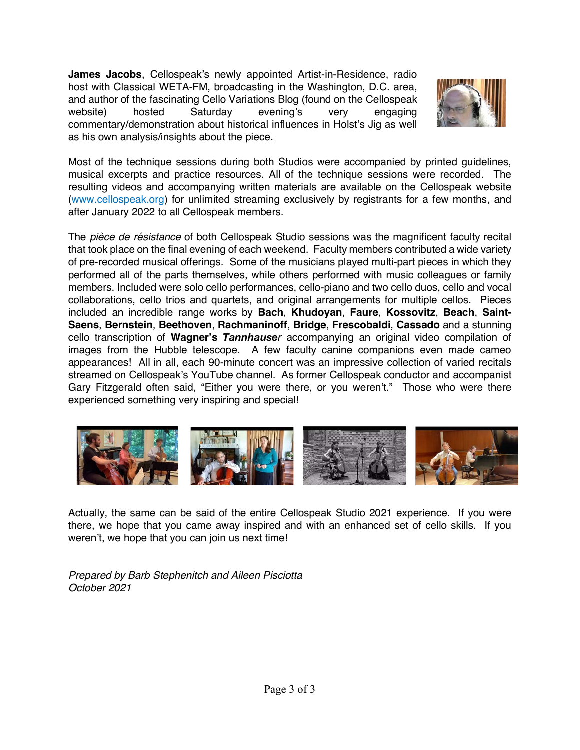**James Jacobs**, Cellospeak's newly appointed Artist-in-Residence, radio host with Classical WETA-FM, broadcasting in the Washington, D.C. area, and author of the fascinating Cello Variations Blog (found on the Cellospeak website) hosted Saturday evening's very engaging commentary/demonstration about historical influences in Holst's Jig as well as his own analysis/insights about the piece.

Most of the technique sessions during both Studios were accompanied by printed guidelines, musical excerpts and practice resources. All of the technique sessions were recorded. The resulting videos and accompanying written materials are available on the Cellospeak website (www.cellospeak.org) for unlimited streaming exclusively by registrants for a few months, and after January 2022 to all Cellospeak members.

The *pièce de résistance* of both Cellospeak Studio sessions was the magnificent faculty recital that took place on the final evening of each weekend. Faculty members contributed a wide variety of pre-recorded musical offerings. Some of the musicians played multi-part pieces in which they performed all of the parts themselves, while others performed with music colleagues or family members. Included were solo cello performances, cello-piano and two cello duos, cello and vocal collaborations, cello trios and quartets, and original arrangements for multiple cellos. Pieces included an incredible range works by **Bach**, **Khudoyan**, **Faure**, **Kossovitz**, **Beach**, **Saint-Saens**, **Bernstein**, **Beethoven**, **Rachmaninoff**, **Bridge**, **Frescobaldi**, **Cassado** and a stunning cello transcription of **Wagner's *Tannhauser*** accompanying an original video compilation of images from the Hubble telescope. A few faculty canine companions even made cameo appearances! All in all, each 90-minute concert was an impressive collection of varied recitals streamed on Cellospeak's YouTube channel. As former Cellospeak conductor and accompanist Gary Fitzgerald often said, "Either you were there, or you weren't." Those who were there experienced something very inspiring and special!

Actually, the same can be said of the entire Cellospeak Studio 2021 experience. If you were there, we hope that you came away inspired and with an enhanced set of cello skills. If you weren't, we hope that you can join us next time!

*Prepared by Barb Stephenitch and Aileen Pisciotta*
*October 2021*